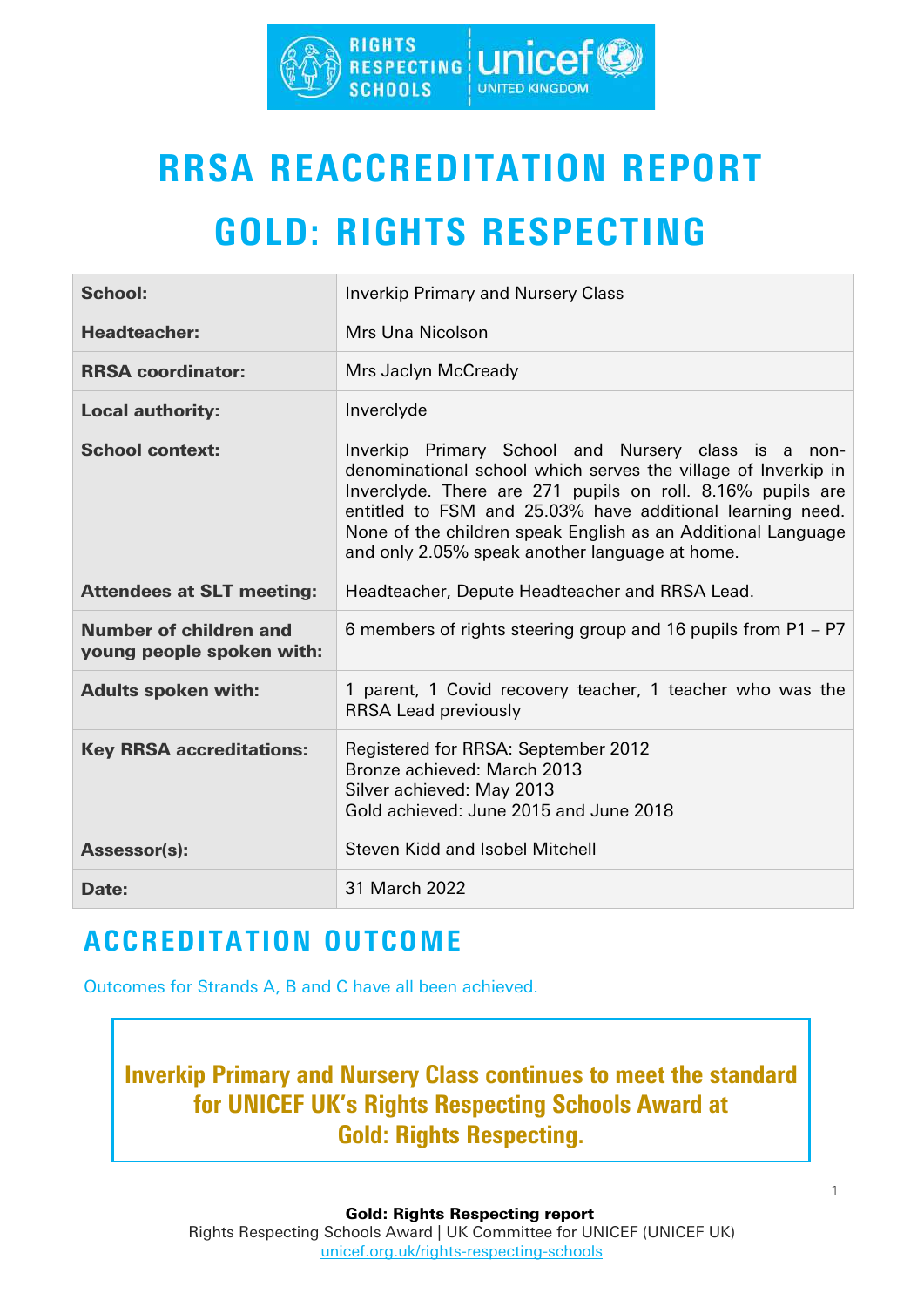# RRSA REACCREDITATION REPORT

# GOLD: RIGHTS RESPECTING

| | |
|---|---|
| **School:** | Inverkip Primary and Nursery Class |
| **Headteacher:** | Mrs Una Nicolson |
| **RRSA coordinator:** | Mrs Jaclyn McCready |
| **Local authority:** | Inverclyde |
| **School context:** | Inverkip Primary School and Nursery class is a non-denominational school which serves the village of Inverkip in Inverclyde. There are 271 pupils on roll. 8.16% pupils are entitled to FSM and 25.03% have additional learning need. None of the children speak English as an Additional Language and only 2.05% speak another language at home. |
| **Attendees at SLT meeting:** | Headteacher, Depute Headteacher and RRSA Lead. |
| **Number of children and young people spoken with:** | 6 members of rights steering group and 16 pupils from P1 – P7 |
| **Adults spoken with:** | 1 parent, 1 Covid recovery teacher, 1 teacher who was the RRSA Lead previously |
| **Key RRSA accreditations:** | Registered for RRSA: September 2012<br>Bronze achieved: March 2013<br>Silver achieved: May 2013<br>Gold achieved: June 2015 and June 2018 |
| **Assessor(s):** | Steven Kidd and Isobel Mitchell |
| **Date:** | 31 March 2022 |

## ACCREDITATION OUTCOME

Outcomes for Strands A, B and C have all been achieved.

**Inverkip Primary and Nursery Class continues to meet the standard for UNICEF UK's Rights Respecting Schools Award at Gold: Rights Respecting.**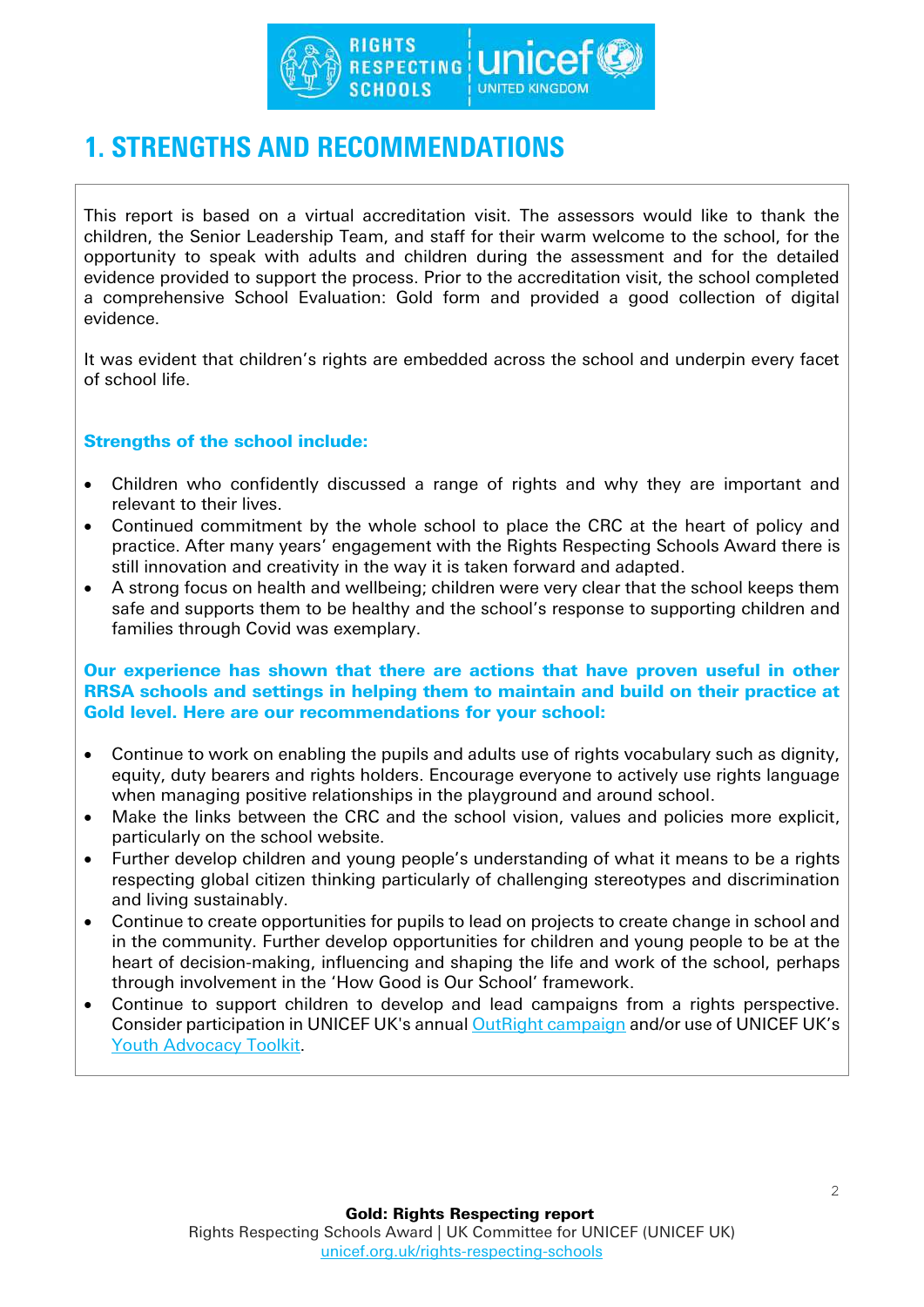# 1. STRENGTHS AND RECOMMENDATIONS

This report is based on a virtual accreditation visit. The assessors would like to thank the children, the Senior Leadership Team, and staff for their warm welcome to the school, for the opportunity to speak with adults and children during the assessment and for the detailed evidence provided to support the process. Prior to the accreditation visit, the school completed a comprehensive School Evaluation: Gold form and provided a good collection of digital evidence.

It was evident that children's rights are embedded across the school and underpin every facet of school life.

**Strengths of the school include:**

- Children who confidently discussed a range of rights and why they are important and relevant to their lives.
- Continued commitment by the whole school to place the CRC at the heart of policy and practice. After many years' engagement with the Rights Respecting Schools Award there is still innovation and creativity in the way it is taken forward and adapted.
- A strong focus on health and wellbeing; children were very clear that the school keeps them safe and supports them to be healthy and the school's response to supporting children and families through Covid was exemplary.

**Our experience has shown that there are actions that have proven useful in other RRSA schools and settings in helping them to maintain and build on their practice at Gold level. Here are our recommendations for your school:**

- Continue to work on enabling the pupils and adults use of rights vocabulary such as dignity, equity, duty bearers and rights holders. Encourage everyone to actively use rights language when managing positive relationships in the playground and around school.
- Make the links between the CRC and the school vision, values and policies more explicit, particularly on the school website.
- Further develop children and young people's understanding of what it means to be a rights respecting global citizen thinking particularly of challenging stereotypes and discrimination and living sustainably.
- Continue to create opportunities for pupils to lead on projects to create change in school and in the community. Further develop opportunities for children and young people to be at the heart of decision-making, influencing and shaping the life and work of the school, perhaps through involvement in the 'How Good is Our School' framework.
- Continue to support children to develop and lead campaigns from a rights perspective. Consider participation in UNICEF UK's annual OutRight campaign and/or use of UNICEF UK's Youth Advocacy Toolkit.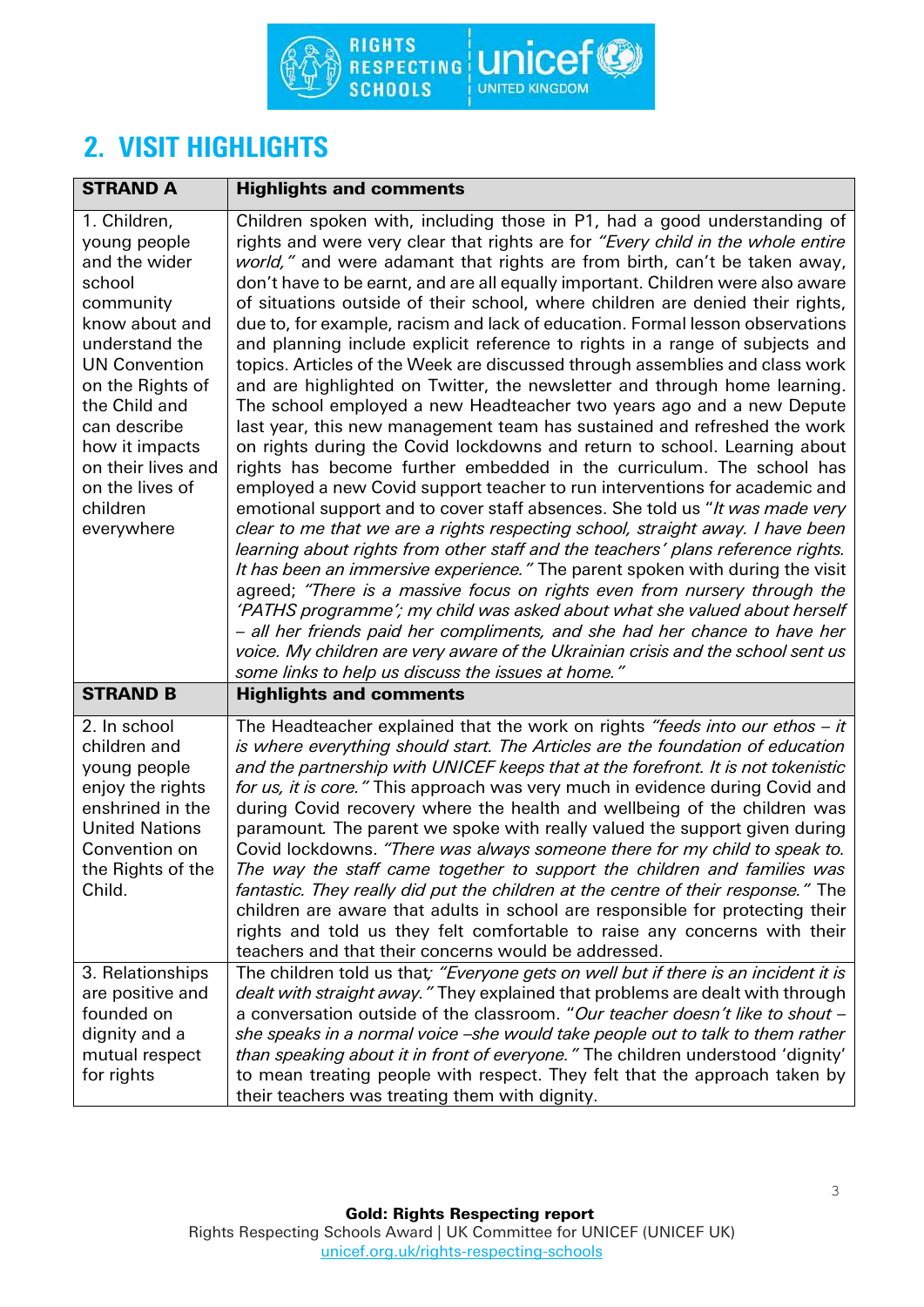## 2. VISIT HIGHLIGHTS

| STRAND A | Highlights and comments |
| --- | --- |
| 1. Children, young people and the wider school community know about and understand the UN Convention on the Rights of the Child and can describe how it impacts on their lives and on the lives of children everywhere | Children spoken with, including those in P1, had a good understanding of rights and were very clear that rights are for *"Every child in the whole entire world,"* and were adamant that rights are from birth, can't be taken away, don't have to be earnt, and are all equally important. Children were also aware of situations outside of their school, where children are denied their rights, due to, for example, racism and lack of education. Formal lesson observations and planning include explicit reference to rights in a range of subjects and topics. Articles of the Week are discussed through assemblies and class work and are highlighted on Twitter, the newsletter and through home learning. The school employed a new Headteacher two years ago and a new Depute last year, this new management team has sustained and refreshed the work on rights during the Covid lockdowns and return to school. Learning about rights has become further embedded in the curriculum. The school has employed a new Covid support teacher to run interventions for academic and emotional support and to cover staff absences. She told us "*It was made very clear to me that we are a rights respecting school, straight away. I have been learning about rights from other staff and the teachers' plans reference rights. It has been an immersive experience."* The parent spoken with during the visit agreed; *"There is a massive focus on rights even from nursery through the 'PATHS programme'; my child was asked about what she valued about herself – all her friends paid her compliments, and she had her chance to have her voice. My children are very aware of the Ukrainian crisis and the school sent us some links to help us discuss the issues at home."* |
| **STRAND B** | **Highlights and comments** |
| 2. In school children and young people enjoy the rights enshrined in the United Nations Convention on the Rights of the Child. | The Headteacher explained that the work on rights *"feeds into our ethos – it is where everything should start. The Articles are the foundation of education and the partnership with UNICEF keeps that at the forefront. It is not tokenistic for us, it is core."* This approach was very much in evidence during Covid and during Covid recovery where the health and wellbeing of the children was paramount. The parent we spoke with really valued the support given during Covid lockdowns. *"There was always someone there for my child to speak to. The way the staff came together to support the children and families was fantastic. They really did put the children at the centre of their response."* The children are aware that adults in school are responsible for protecting their rights and told us they felt comfortable to raise any concerns with their teachers and that their concerns would be addressed. |
| 3. Relationships are positive and founded on dignity and a mutual respect for rights | The children told us that; *"Everyone gets on well but if there is an incident it is dealt with straight away."* They explained that problems are dealt with through a conversation outside of the classroom. "*Our teacher doesn't like to shout – she speaks in a normal voice –she would take people out to talk to them rather than speaking about it in front of everyone."* The children understood 'dignity' to mean treating people with respect. They felt that the approach taken by their teachers was treating them with dignity. |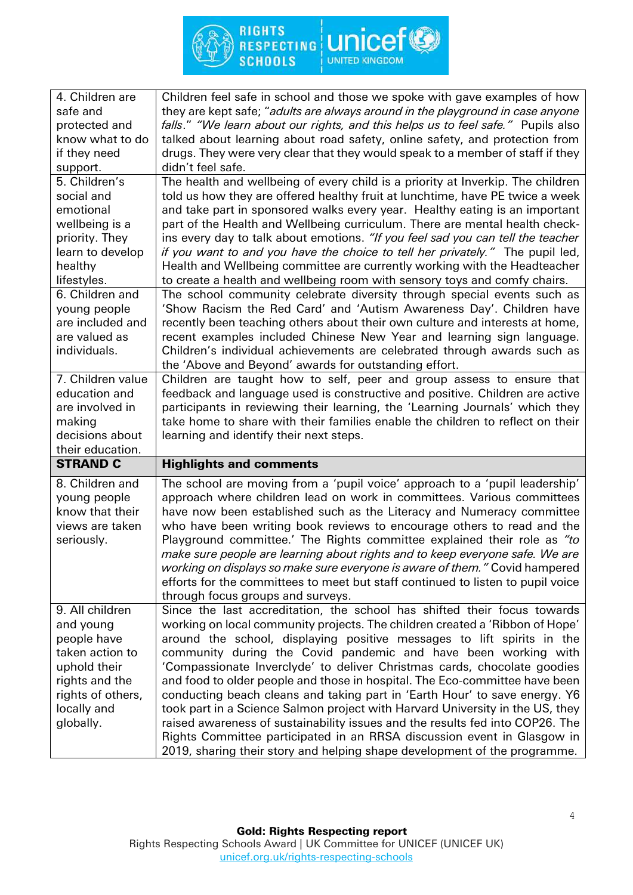| | |
|---|---|
| 4. Children are safe and protected and know what to do if they need support. | Children feel safe in school and those we spoke with gave examples of how they are kept safe; "*adults are always around in the playground in case anyone falls*." *"We learn about our rights, and this helps us to feel safe."* Pupils also talked about learning about road safety, online safety, and protection from drugs. They were very clear that they would speak to a member of staff if they didn't feel safe. |
| 5. Children's social and emotional wellbeing is a priority. They learn to develop healthy lifestyles. | The health and wellbeing of every child is a priority at Inverkip. The children told us how they are offered healthy fruit at lunchtime, have PE twice a week and take part in sponsored walks every year. Healthy eating is an important part of the Health and Wellbeing curriculum. There are mental health check-ins every day to talk about emotions. *"If you feel sad you can tell the teacher if you want to and you have the choice to tell her privately."* The pupil led, Health and Wellbeing committee are currently working with the Headteacher to create a health and wellbeing room with sensory toys and comfy chairs. |
| 6. Children and young people are included and are valued as individuals. | The school community celebrate diversity through special events such as 'Show Racism the Red Card' and 'Autism Awareness Day'. Children have recently been teaching others about their own culture and interests at home, recent examples included Chinese New Year and learning sign language. Children's individual achievements are celebrated through awards such as the 'Above and Beyond' awards for outstanding effort. |
| 7. Children value education and are involved in making decisions about their education. | Children are taught how to self, peer and group assess to ensure that feedback and language used is constructive and positive. Children are active participants in reviewing their learning, the 'Learning Journals' which they take home to share with their families enable the children to reflect on their learning and identify their next steps. |
| **STRAND C** | **Highlights and comments** |
| 8. Children and young people know that their views are taken seriously. | The school are moving from a 'pupil voice' approach to a 'pupil leadership' approach where children lead on work in committees. Various committees have now been established such as the Literacy and Numeracy committee who have been writing book reviews to encourage others to read and the Playground committee.' The Rights committee explained their role as *"to make sure people are learning about rights and to keep everyone safe. We are working on displays so make sure everyone is aware of them."* Covid hampered efforts for the committees to meet but staff continued to listen to pupil voice through focus groups and surveys. |
| 9. All children and young people have taken action to uphold their rights and the rights of others, locally and globally. | Since the last accreditation, the school has shifted their focus towards working on local community projects. The children created a 'Ribbon of Hope' around the school, displaying positive messages to lift spirits in the community during the Covid pandemic and have been working with 'Compassionate Inverclyde' to deliver Christmas cards, chocolate goodies and food to older people and those in hospital. The Eco-committee have been conducting beach cleans and taking part in 'Earth Hour' to save energy. Y6 took part in a Science Salmon project with Harvard University in the US, they raised awareness of sustainability issues and the results fed into COP26. The Rights Committee participated in an RRSA discussion event in Glasgow in 2019, sharing their story and helping shape development of the programme. |